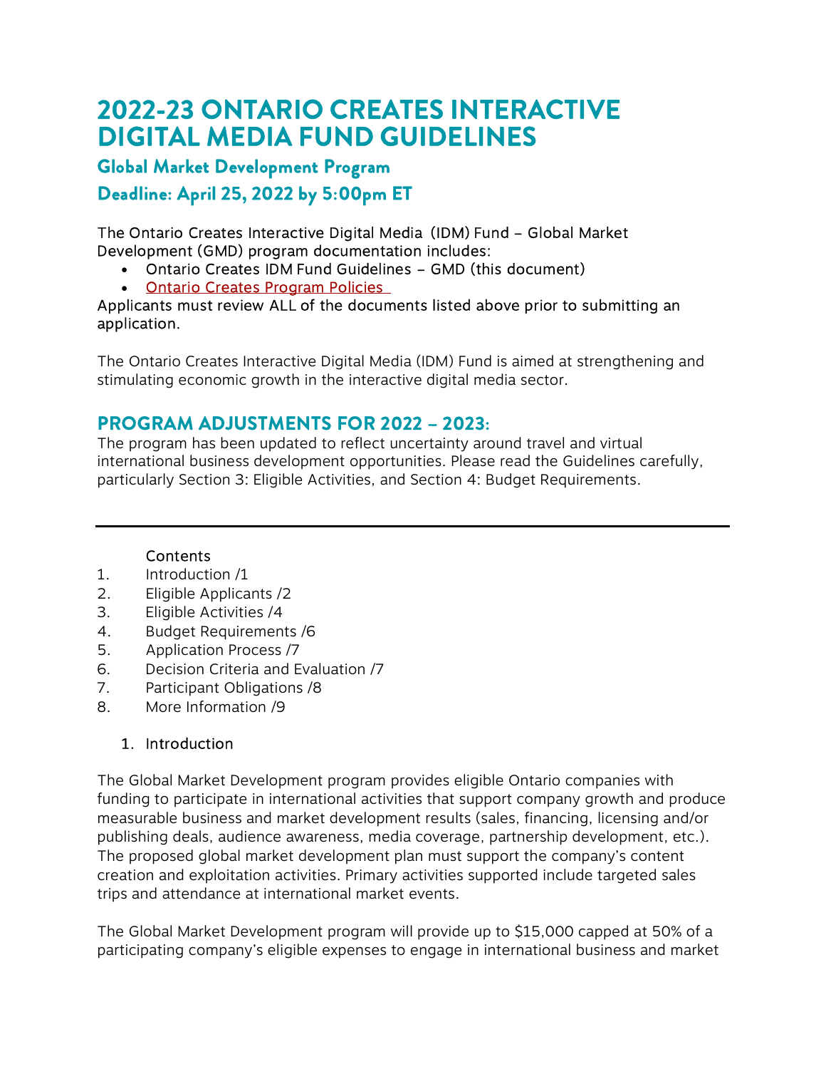# 2022-23 ONTARIO CREATES INTERACTIVE DIGITAL MEDIA FUND GUIDELINES

## Global Market Development Program

## Deadline: April 25, 2022 by 5:00pm ET

The Ontario Creates Interactive Digital Media (IDM) Fund – Global Market Development (GMD) program documentation includes:

- Ontario Creates IDM Fund Guidelines – GMD (this document)
- Ontario Creates Program Policies

Applicants must review ALL of the documents listed above prior to submitting an application.

The Ontario Creates Interactive Digital Media (IDM) Fund is aimed at strengthening and stimulating economic growth in the interactive digital media sector.

## PROGRAM ADJUSTMENTS FOR 2022 – 2023:

The program has been updated to reflect uncertainty around travel and virtual international business development opportunities. Please read the Guidelines carefully, particularly Section 3: Eligible Activities, and Section 4: Budget Requirements.

---

Contents

1. Introduction /1
2. Eligible Applicants /2
3. Eligible Activities /4
4. Budget Requirements /6
5. Application Process /7
6. Decision Criteria and Evaluation /7
7. Participant Obligations /8
8. More Information /9

### 1. Introduction

The Global Market Development program provides eligible Ontario companies with funding to participate in international activities that support company growth and produce measurable business and market development results (sales, financing, licensing and/or publishing deals, audience awareness, media coverage, partnership development, etc.). The proposed global market development plan must support the company's content creation and exploitation activities. Primary activities supported include targeted sales trips and attendance at international market events.

The Global Market Development program will provide up to $15,000 capped at 50% of a participating company's eligible expenses to engage in international business and market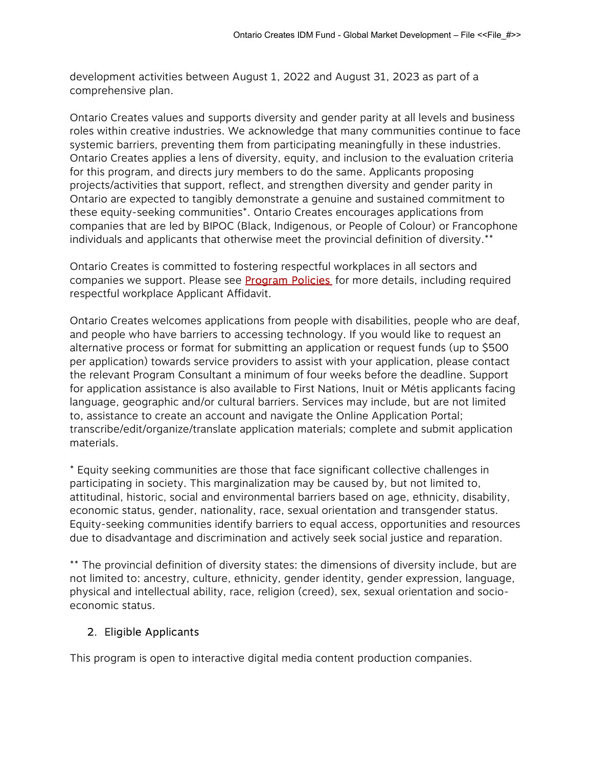development activities between August 1, 2022 and August 31, 2023 as part of a comprehensive plan.

Ontario Creates values and supports diversity and gender parity at all levels and business roles within creative industries. We acknowledge that many communities continue to face systemic barriers, preventing them from participating meaningfully in these industries. Ontario Creates applies a lens of diversity, equity, and inclusion to the evaluation criteria for this program, and directs jury members to do the same. Applicants proposing projects/activities that support, reflect, and strengthen diversity and gender parity in Ontario are expected to tangibly demonstrate a genuine and sustained commitment to these equity-seeking communities*. Ontario Creates encourages applications from companies that are led by BIPOC (Black, Indigenous, or People of Colour) or Francophone individuals and applicants that otherwise meet the provincial definition of diversity.**

Ontario Creates is committed to fostering respectful workplaces in all sectors and companies we support. Please see [Program Policies](#) for more details, including required respectful workplace Applicant Affidavit.

Ontario Creates welcomes applications from people with disabilities, people who are deaf, and people who have barriers to accessing technology. If you would like to request an alternative process or format for submitting an application or request funds (up to $500 per application) towards service providers to assist with your application, please contact the relevant Program Consultant a minimum of four weeks before the deadline. Support for application assistance is also available to First Nations, Inuit or Métis applicants facing language, geographic and/or cultural barriers. Services may include, but are not limited to, assistance to create an account and navigate the Online Application Portal; transcribe/edit/organize/translate application materials; complete and submit application materials.

* Equity seeking communities are those that face significant collective challenges in participating in society. This marginalization may be caused by, but not limited to, attitudinal, historic, social and environmental barriers based on age, ethnicity, disability, economic status, gender, nationality, race, sexual orientation and transgender status. Equity-seeking communities identify barriers to equal access, opportunities and resources due to disadvantage and discrimination and actively seek social justice and reparation.

** The provincial definition of diversity states: the dimensions of diversity include, but are not limited to: ancestry, culture, ethnicity, gender identity, gender expression, language, physical and intellectual ability, race, religion (creed), sex, sexual orientation and socio-economic status.

## 2. Eligible Applicants

This program is open to interactive digital media content production companies.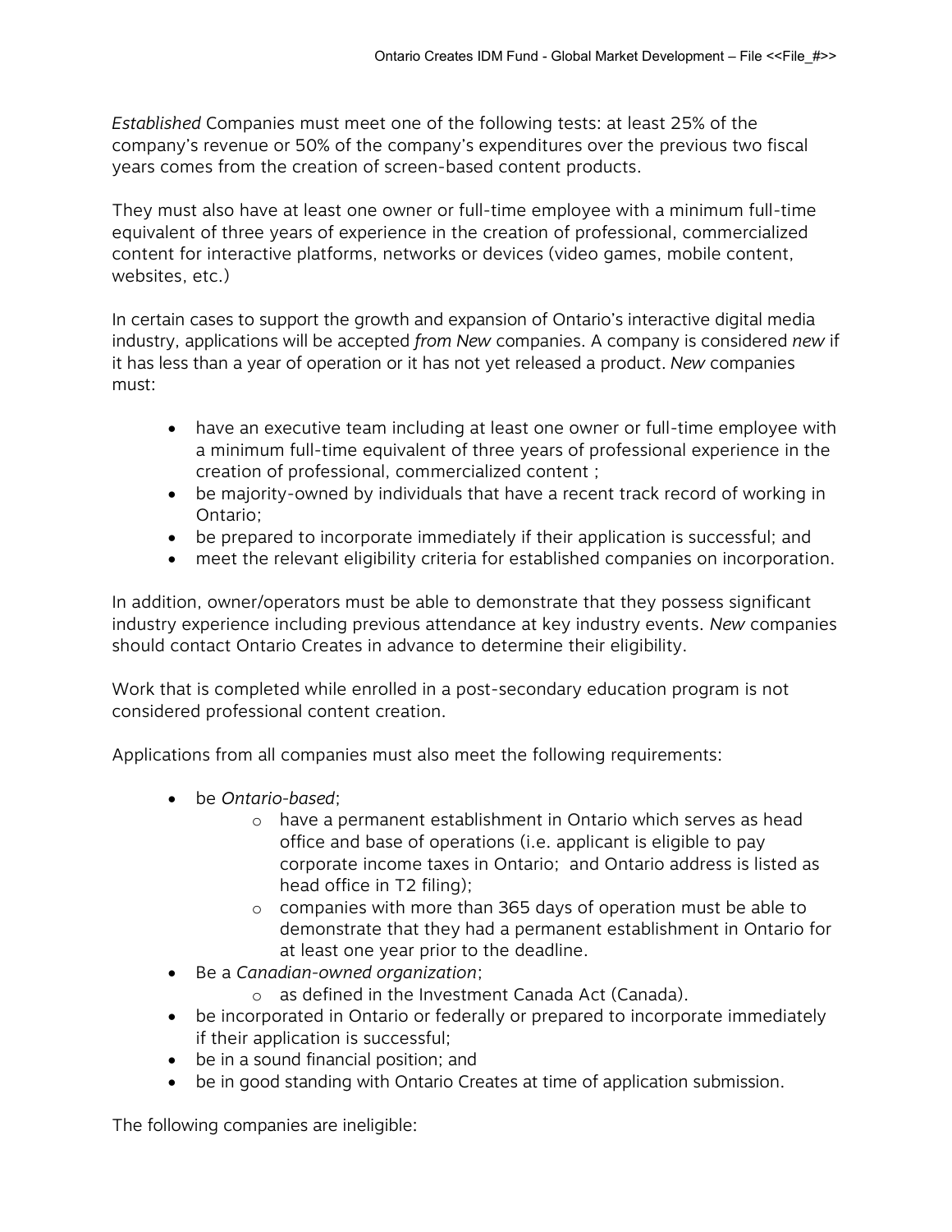*Established* Companies must meet one of the following tests: at least 25% of the company's revenue or 50% of the company's expenditures over the previous two fiscal years comes from the creation of screen-based content products.

They must also have at least one owner or full-time employee with a minimum full-time equivalent of three years of experience in the creation of professional, commercialized content for interactive platforms, networks or devices (video games, mobile content, websites, etc.)

In certain cases to support the growth and expansion of Ontario's interactive digital media industry, applications will be accepted *from New* companies. A company is considered *new* if it has less than a year of operation or it has not yet released a product. *New* companies must:

- have an executive team including at least one owner or full-time employee with a minimum full-time equivalent of three years of professional experience in the creation of professional, commercialized content ;
- be majority-owned by individuals that have a recent track record of working in Ontario;
- be prepared to incorporate immediately if their application is successful; and
- meet the relevant eligibility criteria for established companies on incorporation.

In addition, owner/operators must be able to demonstrate that they possess significant industry experience including previous attendance at key industry events. *New* companies should contact Ontario Creates in advance to determine their eligibility.

Work that is completed while enrolled in a post-secondary education program is not considered professional content creation.

Applications from all companies must also meet the following requirements:

- be *Ontario-based*;
  - have a permanent establishment in Ontario which serves as head office and base of operations (i.e. applicant is eligible to pay corporate income taxes in Ontario; and Ontario address is listed as head office in T2 filing);
  - companies with more than 365 days of operation must be able to demonstrate that they had a permanent establishment in Ontario for at least one year prior to the deadline.
- Be a *Canadian-owned organization*;
  - as defined in the Investment Canada Act (Canada).
- be incorporated in Ontario or federally or prepared to incorporate immediately if their application is successful;
- be in a sound financial position; and
- be in good standing with Ontario Creates at time of application submission.

The following companies are ineligible: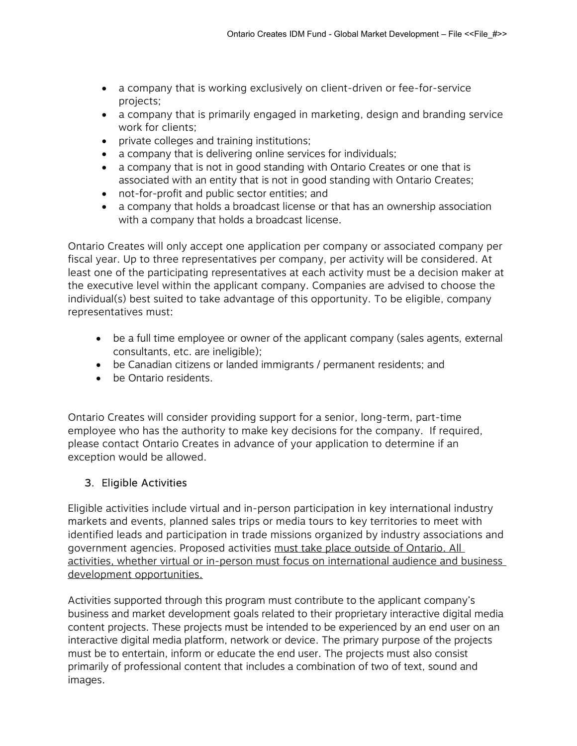- a company that is working exclusively on client-driven or fee-for-service projects;
- a company that is primarily engaged in marketing, design and branding service work for clients;
- private colleges and training institutions;
- a company that is delivering online services for individuals;
- a company that is not in good standing with Ontario Creates or one that is associated with an entity that is not in good standing with Ontario Creates;
- not-for-profit and public sector entities; and
- a company that holds a broadcast license or that has an ownership association with a company that holds a broadcast license.

Ontario Creates will only accept one application per company or associated company per fiscal year. Up to three representatives per company, per activity will be considered. At least one of the participating representatives at each activity must be a decision maker at the executive level within the applicant company. Companies are advised to choose the individual(s) best suited to take advantage of this opportunity. To be eligible, company representatives must:

- be a full time employee or owner of the applicant company (sales agents, external consultants, etc. are ineligible);
- be Canadian citizens or landed immigrants / permanent residents; and
- be Ontario residents.

Ontario Creates will consider providing support for a senior, long-term, part-time employee who has the authority to make key decisions for the company. If required, please contact Ontario Creates in advance of your application to determine if an exception would be allowed.

## 3. Eligible Activities

Eligible activities include virtual and in-person participation in key international industry markets and events, planned sales trips or media tours to key territories to meet with identified leads and participation in trade missions organized by industry associations and government agencies. Proposed activities <u>must take place outside of Ontario. All activities, whether virtual or in-person must focus on international audience and business development opportunities.</u>

Activities supported through this program must contribute to the applicant company's business and market development goals related to their proprietary interactive digital media content projects. These projects must be intended to be experienced by an end user on an interactive digital media platform, network or device. The primary purpose of the projects must be to entertain, inform or educate the end user. The projects must also consist primarily of professional content that includes a combination of two of text, sound and images.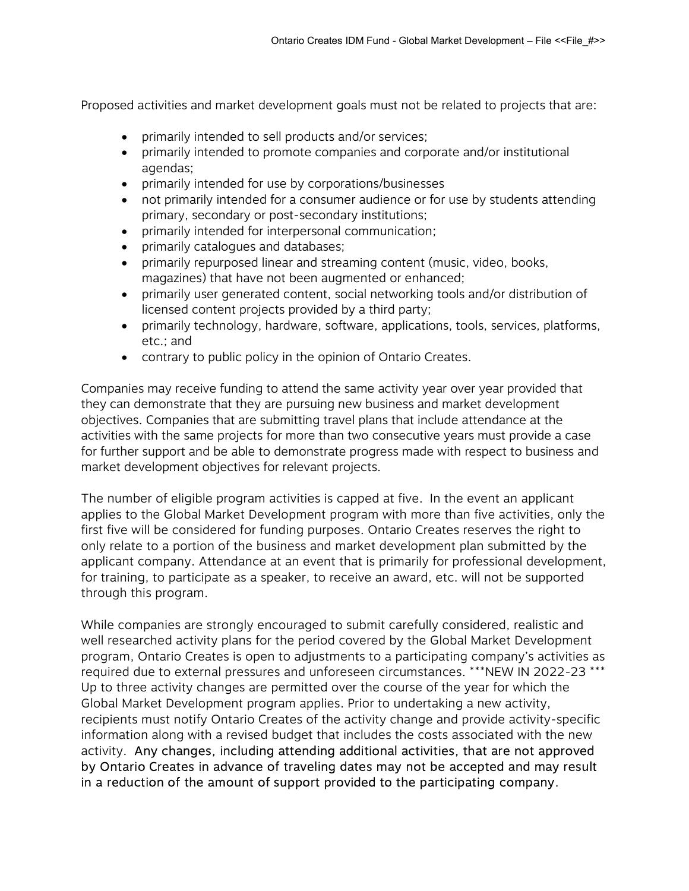Proposed activities and market development goals must not be related to projects that are:

- primarily intended to sell products and/or services;
- primarily intended to promote companies and corporate and/or institutional agendas;
- primarily intended for use by corporations/businesses
- not primarily intended for a consumer audience or for use by students attending primary, secondary or post-secondary institutions;
- primarily intended for interpersonal communication;
- primarily catalogues and databases;
- primarily repurposed linear and streaming content (music, video, books, magazines) that have not been augmented or enhanced;
- primarily user generated content, social networking tools and/or distribution of licensed content projects provided by a third party;
- primarily technology, hardware, software, applications, tools, services, platforms, etc.; and
- contrary to public policy in the opinion of Ontario Creates.

Companies may receive funding to attend the same activity year over year provided that they can demonstrate that they are pursuing new business and market development objectives. Companies that are submitting travel plans that include attendance at the activities with the same projects for more than two consecutive years must provide a case for further support and be able to demonstrate progress made with respect to business and market development objectives for relevant projects.

The number of eligible program activities is capped at five. In the event an applicant applies to the Global Market Development program with more than five activities, only the first five will be considered for funding purposes. Ontario Creates reserves the right to only relate to a portion of the business and market development plan submitted by the applicant company. Attendance at an event that is primarily for professional development, for training, to participate as a speaker, to receive an award, etc. will not be supported through this program.

While companies are strongly encouraged to submit carefully considered, realistic and well researched activity plans for the period covered by the Global Market Development program, Ontario Creates is open to adjustments to a participating company's activities as required due to external pressures and unforeseen circumstances. ***NEW IN 2022-23 *** Up to three activity changes are permitted over the course of the year for which the Global Market Development program applies. Prior to undertaking a new activity, recipients must notify Ontario Creates of the activity change and provide activity-specific information along with a revised budget that includes the costs associated with the new activity. Any changes, including attending additional activities, that are not approved by Ontario Creates in advance of traveling dates may not be accepted and may result in a reduction of the amount of support provided to the participating company.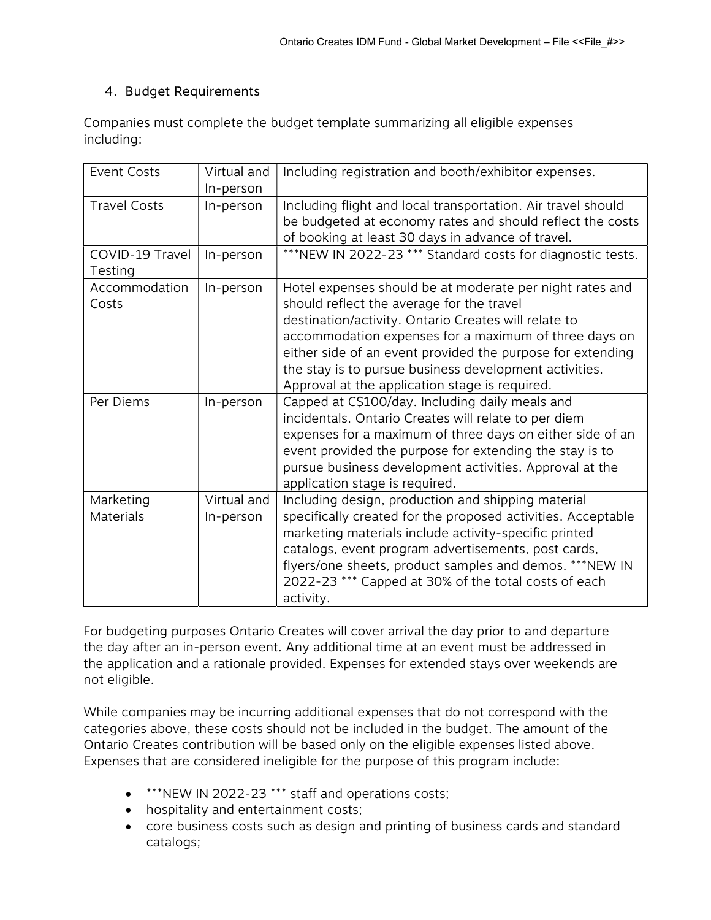## 4. Budget Requirements

Companies must complete the budget template summarizing all eligible expenses including:

| Event Costs | Virtual and In-person | Including registration and booth/exhibitor expenses. |
|---|---|---|
| Travel Costs | In-person | Including flight and local transportation. Air travel should be budgeted at economy rates and should reflect the costs of booking at least 30 days in advance of travel. |
| COVID-19 Travel Testing | In-person | ***NEW IN 2022-23 *** Standard costs for diagnostic tests. |
| Accommodation Costs | In-person | Hotel expenses should be at moderate per night rates and should reflect the average for the travel destination/activity. Ontario Creates will relate to accommodation expenses for a maximum of three days on either side of an event provided the purpose for extending the stay is to pursue business development activities. Approval at the application stage is required. |
| Per Diems | In-person | Capped at C$100/day. Including daily meals and incidentals. Ontario Creates will relate to per diem expenses for a maximum of three days on either side of an event provided the purpose for extending the stay is to pursue business development activities. Approval at the application stage is required. |
| Marketing Materials | Virtual and In-person | Including design, production and shipping material specifically created for the proposed activities. Acceptable marketing materials include activity-specific printed catalogs, event program advertisements, post cards, flyers/one sheets, product samples and demos. ***NEW IN 2022-23 *** Capped at 30% of the total costs of each activity. |

For budgeting purposes Ontario Creates will cover arrival the day prior to and departure the day after an in-person event. Any additional time at an event must be addressed in the application and a rationale provided. Expenses for extended stays over weekends are not eligible.

While companies may be incurring additional expenses that do not correspond with the categories above, these costs should not be included in the budget. The amount of the Ontario Creates contribution will be based only on the eligible expenses listed above. Expenses that are considered ineligible for the purpose of this program include:

- ***NEW IN 2022-23 *** staff and operations costs;
- hospitality and entertainment costs;
- core business costs such as design and printing of business cards and standard catalogs;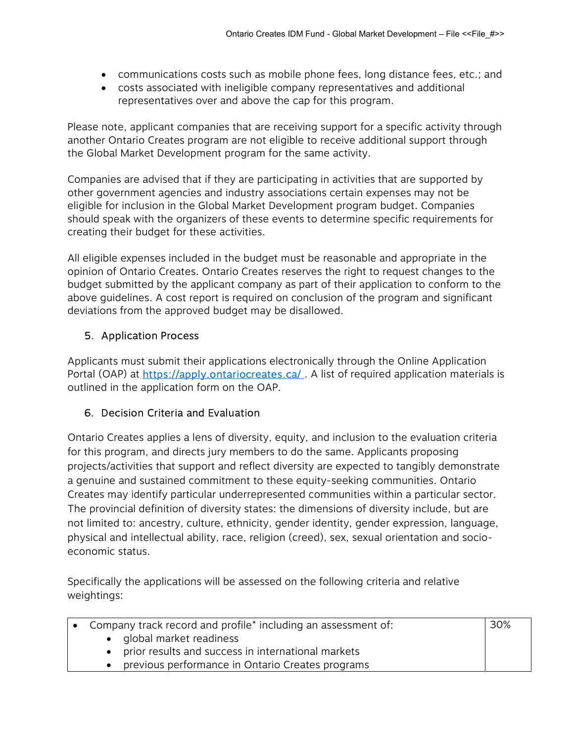- communications costs such as mobile phone fees, long distance fees, etc.; and
- costs associated with ineligible company representatives and additional representatives over and above the cap for this program.

Please note, applicant companies that are receiving support for a specific activity through another Ontario Creates program are not eligible to receive additional support through the Global Market Development program for the same activity.

Companies are advised that if they are participating in activities that are supported by other government agencies and industry associations certain expenses may not be eligible for inclusion in the Global Market Development program budget. Companies should speak with the organizers of these events to determine specific requirements for creating their budget for these activities.

All eligible expenses included in the budget must be reasonable and appropriate in the opinion of Ontario Creates. Ontario Creates reserves the right to request changes to the budget submitted by the applicant company as part of their application to conform to the above guidelines. A cost report is required on conclusion of the program and significant deviations from the approved budget may be disallowed.

## 5. Application Process

Applicants must submit their applications electronically through the Online Application Portal (OAP) at https://apply.ontariocreates.ca/ . A list of required application materials is outlined in the application form on the OAP.

## 6. Decision Criteria and Evaluation

Ontario Creates applies a lens of diversity, equity, and inclusion to the evaluation criteria for this program, and directs jury members to do the same. Applicants proposing projects/activities that support and reflect diversity are expected to tangibly demonstrate a genuine and sustained commitment to these equity-seeking communities. Ontario Creates may identify particular underrepresented communities within a particular sector. The provincial definition of diversity states: the dimensions of diversity include, but are not limited to: ancestry, culture, ethnicity, gender identity, gender expression, language, physical and intellectual ability, race, religion (creed), sex, sexual orientation and socio-economic status.

Specifically the applications will be assessed on the following criteria and relative weightings:

| Criteria | Weighting |
|---|---|
| • Company track record and profile* including an assessment of:<br>• global market readiness<br>• prior results and success in international markets<br>• previous performance in Ontario Creates programs | 30% |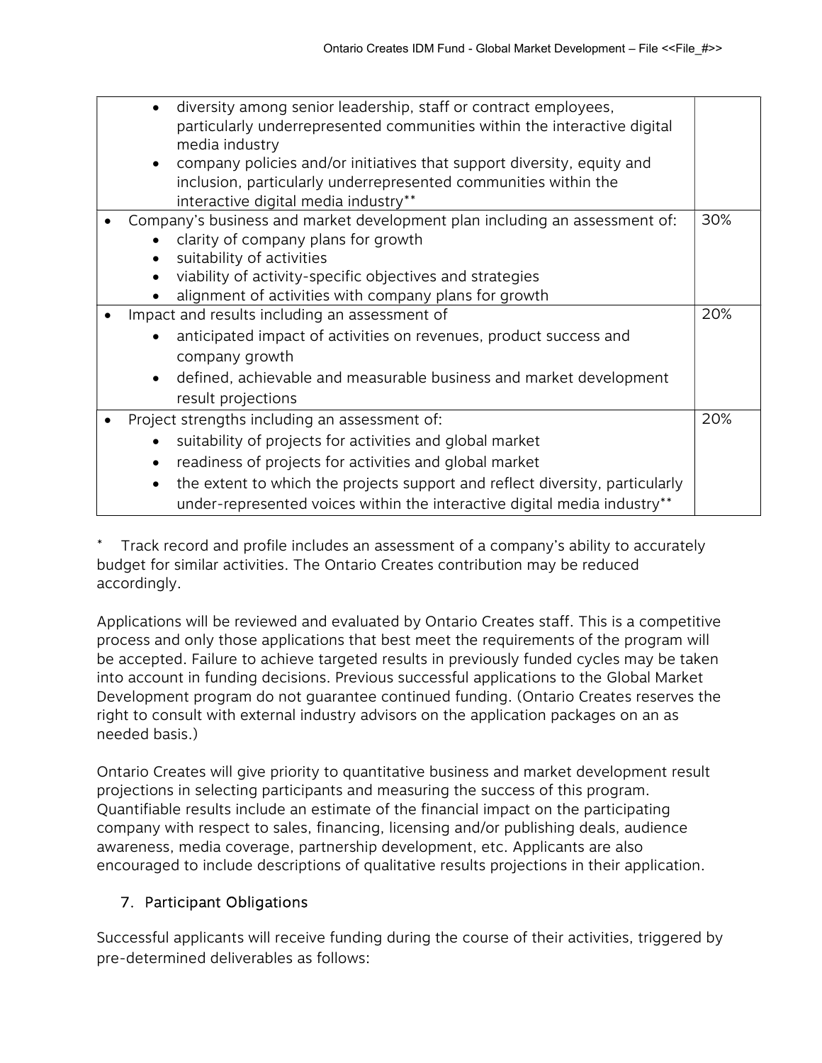| | |
|---|---|
| • diversity among senior leadership, staff or contract employees, particularly underrepresented communities within the interactive digital media industry<br>• company policies and/or initiatives that support diversity, equity and inclusion, particularly underrepresented communities within the interactive digital media industry** | |
| • Company's business and market development plan including an assessment of:<br>• clarity of company plans for growth<br>• suitability of activities<br>• viability of activity-specific objectives and strategies<br>• alignment of activities with company plans for growth | 30% |
| • Impact and results including an assessment of<br>• anticipated impact of activities on revenues, product success and company growth<br>• defined, achievable and measurable business and market development result projections | 20% |
| • Project strengths including an assessment of:<br>• suitability of projects for activities and global market<br>• readiness of projects for activities and global market<br>• the extent to which the projects support and reflect diversity, particularly under-represented voices within the interactive digital media industry** | 20% |

* Track record and profile includes an assessment of a company's ability to accurately budget for similar activities. The Ontario Creates contribution may be reduced accordingly.

Applications will be reviewed and evaluated by Ontario Creates staff. This is a competitive process and only those applications that best meet the requirements of the program will be accepted. Failure to achieve targeted results in previously funded cycles may be taken into account in funding decisions. Previous successful applications to the Global Market Development program do not guarantee continued funding. (Ontario Creates reserves the right to consult with external industry advisors on the application packages on an as needed basis.)

Ontario Creates will give priority to quantitative business and market development result projections in selecting participants and measuring the success of this program. Quantifiable results include an estimate of the financial impact on the participating company with respect to sales, financing, licensing and/or publishing deals, audience awareness, media coverage, partnership development, etc. Applicants are also encouraged to include descriptions of qualitative results projections in their application.

## 7. Participant Obligations

Successful applicants will receive funding during the course of their activities, triggered by pre-determined deliverables as follows: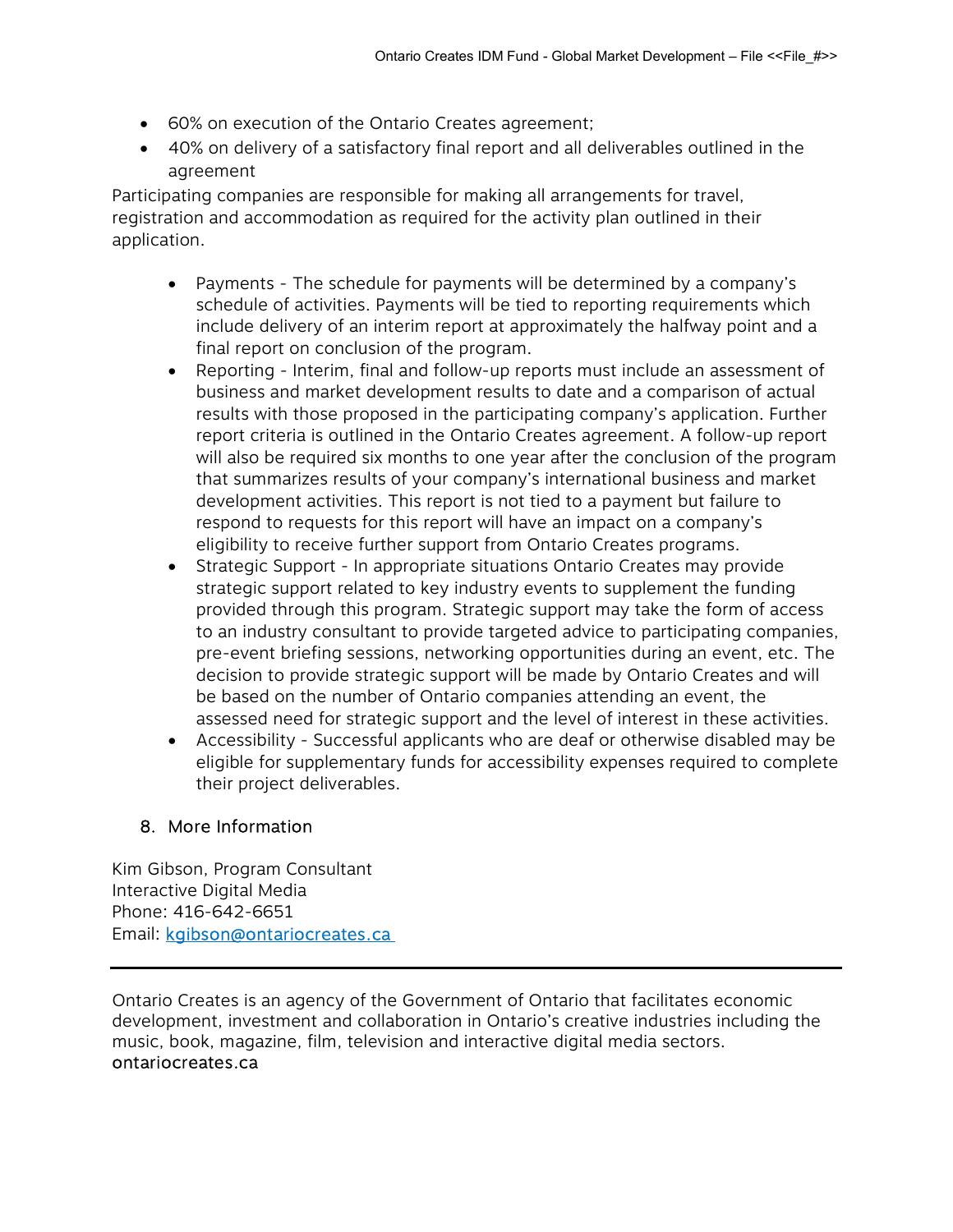- 60% on execution of the Ontario Creates agreement;
- 40% on delivery of a satisfactory final report and all deliverables outlined in the agreement

Participating companies are responsible for making all arrangements for travel, registration and accommodation as required for the activity plan outlined in their application.

- Payments - The schedule for payments will be determined by a company's schedule of activities. Payments will be tied to reporting requirements which include delivery of an interim report at approximately the halfway point and a final report on conclusion of the program.
- Reporting - Interim, final and follow-up reports must include an assessment of business and market development results to date and a comparison of actual results with those proposed in the participating company's application. Further report criteria is outlined in the Ontario Creates agreement. A follow-up report will also be required six months to one year after the conclusion of the program that summarizes results of your company's international business and market development activities. This report is not tied to a payment but failure to respond to requests for this report will have an impact on a company's eligibility to receive further support from Ontario Creates programs.
- Strategic Support - In appropriate situations Ontario Creates may provide strategic support related to key industry events to supplement the funding provided through this program. Strategic support may take the form of access to an industry consultant to provide targeted advice to participating companies, pre-event briefing sessions, networking opportunities during an event, etc. The decision to provide strategic support will be made by Ontario Creates and will be based on the number of Ontario companies attending an event, the assessed need for strategic support and the level of interest in these activities.
- Accessibility - Successful applicants who are deaf or otherwise disabled may be eligible for supplementary funds for accessibility expenses required to complete their project deliverables.

## 8. More Information

Kim Gibson, Program Consultant
Interactive Digital Media
Phone: 416-642-6651
Email: kgibson@ontariocreates.ca

---

Ontario Creates is an agency of the Government of Ontario that facilitates economic development, investment and collaboration in Ontario's creative industries including the music, book, magazine, film, television and interactive digital media sectors.
ontariocreates.ca